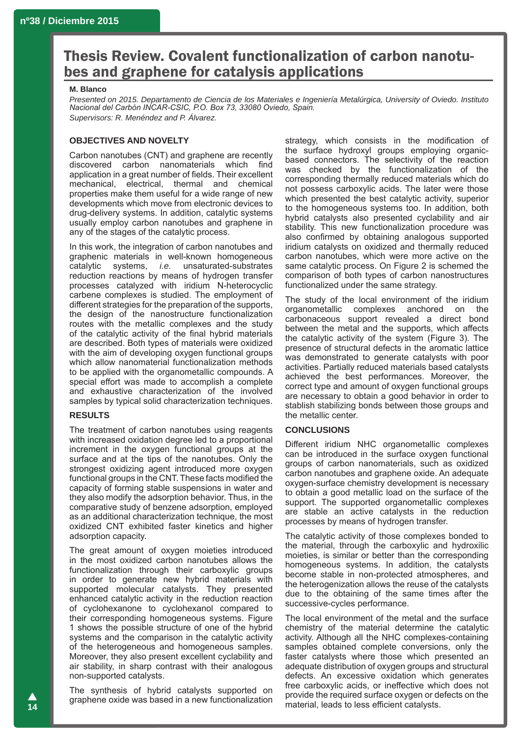# Thesis Review. Covalent functionalization of carbon nanotubes and graphene for catalysis applications

**M. Blanco**

*Presented on 2015. Departamento de Ciencia de los Materiales e Ingeniería Metalúrgica, University of Oviedo. Instituto Nacional del Carbón INCAR-CSIC, P.O. Box 73, 33080 Oviedo, Spain.*

*Supervisors: R. Menéndez and P. Álvarez.*

## OBJECTIVES AND NOVELTY

Carbon nanotubes (CNT) and graphene are recently discovered carbon nanomaterials which find application in a great number of fields. Their excellent mechanical, electrical, thermal and chemical properties make them useful for a wide range of new developments which move from electronic devices to drug-delivery systems. In addition, catalytic systems usually employ carbon nanotubes and graphene in any of the stages of the catalytic process.

In this work, the integration of carbon nanotubes and graphenic materials in well-known homogeneous catalytic systems, *i.e.* unsaturated-substrates reduction reactions by means of hydrogen transfer processes catalyzed with iridium N-heterocyclic carbene complexes is studied. The employment of different strategies for the preparation of the supports, the design of the nanostructure functionalization routes with the metallic complexes and the study of the catalytic activity of the final hybrid materials are described. Both types of materials were oxidized with the aim of developing oxygen functional groups which allow nanomaterial functionalization methods to be applied with the organometallic compounds. A special effort was made to accomplish a complete and exhaustive characterization of the involved samples by typical solid characterization techniques.

## RESULTS

The treatment of carbon nanotubes using reagents with increased oxidation degree led to a proportional increment in the oxygen functional groups at the surface and at the tips of the nanotubes. Only the strongest oxidizing agent introduced more oxygen functional groups in the CNT. These facts modified the capacity of forming stable suspensions in water and they also modify the adsorption behavior. Thus, in the comparative study of benzene adsorption, employed as an additional characterization technique, the most oxidized CNT exhibited faster kinetics and higher adsorption capacity.

The great amount of oxygen moieties introduced in the most oxidized carbon nanotubes allows the functionalization through their carboxylic groups in order to generate new hybrid materials with supported molecular catalysts. They presented enhanced catalytic activity in the reduction reaction of cyclohexanone to cyclohexanol compared to their corresponding homogeneous systems. Figure 1 shows the possible structure of one of the hybrid systems and the comparison in the catalytic activity of the heterogeneous and homogeneous samples. Moreover, they also present excellent cyclability and air stability, in sharp contrast with their analogous non-supported catalysts.

The synthesis of hybrid catalysts supported on graphene oxide was based in a new functionalization strategy, which consists in the modification of the surface hydroxyl groups employing organic-based connectors. The selectivity of the reaction was checked by the functionalization of the corresponding thermally reduced materials which do not possess carboxylic acids. The later were those which presented the best catalytic activity, superior to the homogeneous systems too. In addition, both hybrid catalysts also presented cyclability and air stability. This new functionalization procedure was also confirmed by obtaining analogous supported iridium catalysts on oxidized and thermally reduced carbon nanotubes, which were more active on the same catalytic process. On Figure 2 is schemed the comparison of both types of carbon nanostructures functionalized under the same strategy.

The study of the local environment of the iridium organometallic complexes anchored on the carbonaceous support revealed a direct bond between the metal and the supports, which affects the catalytic activity of the system (Figure 3). The presence of structural defects in the aromatic lattice was demonstrated to generate catalysts with poor activities. Partially reduced materials based catalysts achieved the best performances. Moreover, the correct type and amount of oxygen functional groups are necessary to obtain a good behavior in order to stablish stabilizing bonds between those groups and the metallic center.

## CONCLUSIONS

Different iridium NHC organometallic complexes can be introduced in the surface oxygen functional groups of carbon nanomaterials, such as oxidized carbon nanotubes and graphene oxide. An adequate oxygen-surface chemistry development is necessary to obtain a good metallic load on the surface of the support. The supported organometallic complexes are stable an active catalysts in the reduction processes by means of hydrogen transfer.

The catalytic activity of those complexes bonded to the material, through the carboxylic and hydroxilic moieties, is similar or better than the corresponding homogeneous systems. In addition, the catalysts become stable in non-protected atmospheres, and the heterogenization allows the reuse of the catalysts due to the obtaining of the same times after the successive-cycles performance.

The local environment of the metal and the surface chemistry of the material determine the catalytic activity. Although all the NHC complexes-containing samples obtained complete conversions, only the faster catalysts where those which presented an adequate distribution of oxygen groups and structural defects. An excessive oxidation which generates free carboxylic acids, or ineffective which does not provide the required surface oxygen or defects on the material, leads to less efficient catalysts.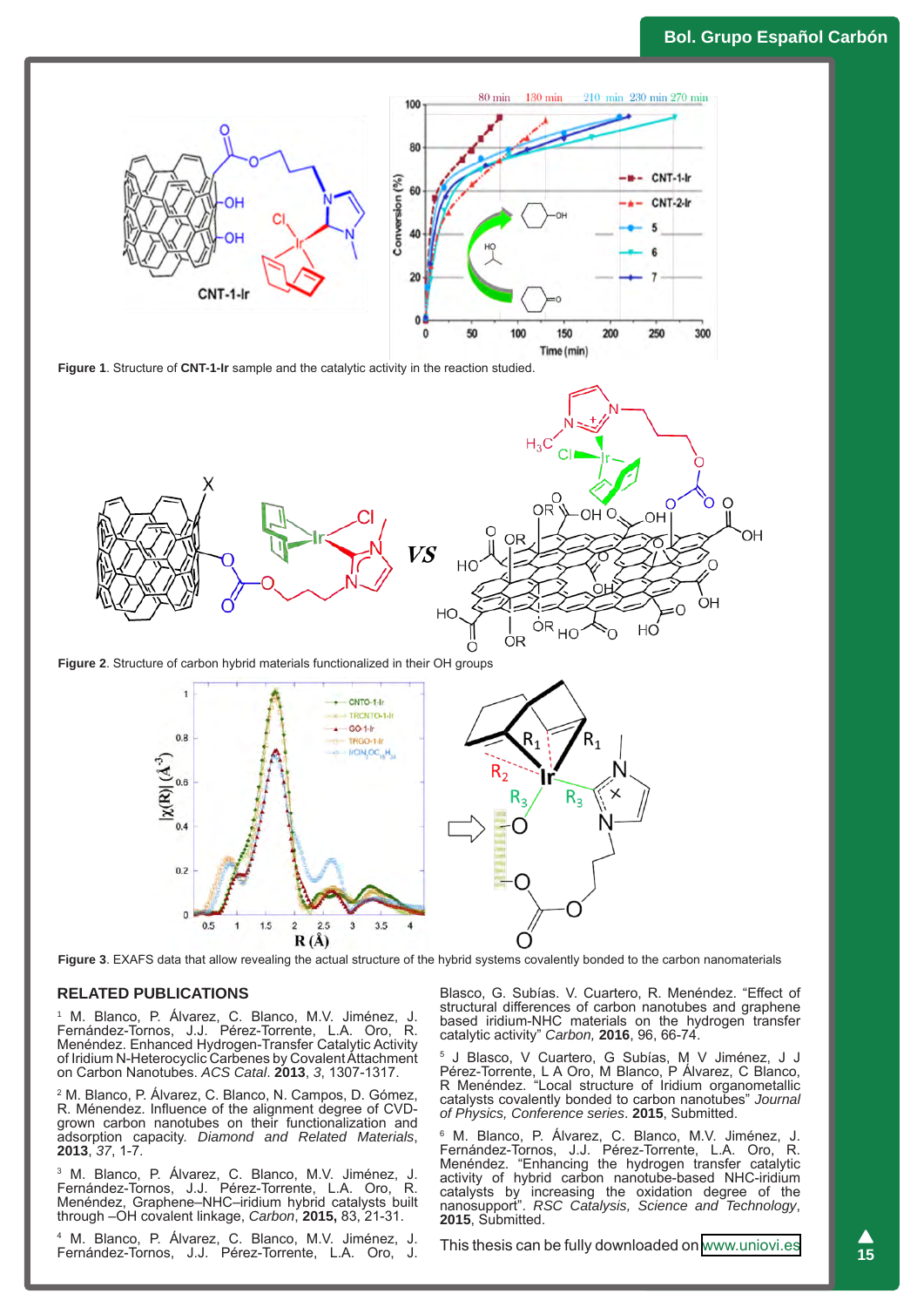Figure 1. Structure of **CNT-1-Ir** sample and the catalytic activity in the reaction studied.

Figure 2. Structure of carbon hybrid materials functionalized in their OH groups

Figure 3. EXAFS data that allow revealing the actual structure of the hybrid systems covalently bonded to the carbon nanomaterials

## RELATED PUBLICATIONS

[1] M. Blanco, P. Álvarez, C. Blanco, M.V. Jiménez, J. Fernández-Tornos, J.J. Pérez-Torrente, L.A. Oro, R. Menéndez. Enhanced Hydrogen-Transfer Catalytic Activity of Iridium N-Heterocyclic Carbenes by Covalent Attachment on Carbon Nanotubes. *ACS Catal*. **2013**, *3*, 1307-1317.

[2] M. Blanco, P. Álvarez, C. Blanco, N. Campos, D. Gómez, R. Ménendez. Influence of the alignment degree of CVD-grown carbon nanotubes on their functionalization and adsorption capacity. *Diamond and Related Materials*, **2013**, *37*, 1-7.

[3] M. Blanco, P. Álvarez, C. Blanco, M.V. Jiménez, J. Fernández-Tornos, J.J. Pérez-Torrente, L.A. Oro, R. Menéndez. Graphene–NHC–iridium hybrid catalysts built through –OH covalent linkage, *Carbon*, **2015**, 83, 21-31.

[4] M. Blanco, P. Álvarez, C. Blanco, M.V. Jiménez, J. Fernández-Tornos, J.J. Pérez-Torrente, L.A. Oro, J. Blasco, G. Subías. V. Cuartero, R. Menéndez. "Effect of structural differences of carbon nanotubes and graphene based iridium-NHC materials on the hydrogen transfer catalytic activity" *Carbon,* **2016**, 96, 66-74.

[5] J Blasco, V Cuartero, G Subías, M V Jiménez, J J Pérez-Torrente, L A Oro, M Blanco, P Álvarez, C Blanco, R Menéndez. "Local structure of Iridium organometallic catalysts covalently bonded to carbon nanotubes" *Journal of Physics, Conference series*. **2015**, Submitted.

[6] M. Blanco, P. Álvarez, C. Blanco, M.V. Jiménez, J. Fernández-Tornos, J.J. Pérez-Torrente, L.A. Oro, R. Menéndez. "Enhancing the hydrogen transfer catalytic activity of hybrid carbon nanotube-based NHC-iridium catalysts by increasing the oxidation degree of the nanosupport". *RSC Catalysis, Science and Technology*, **2015**, Submitted.

This thesis can be fully downloaded on www.uniovi.es